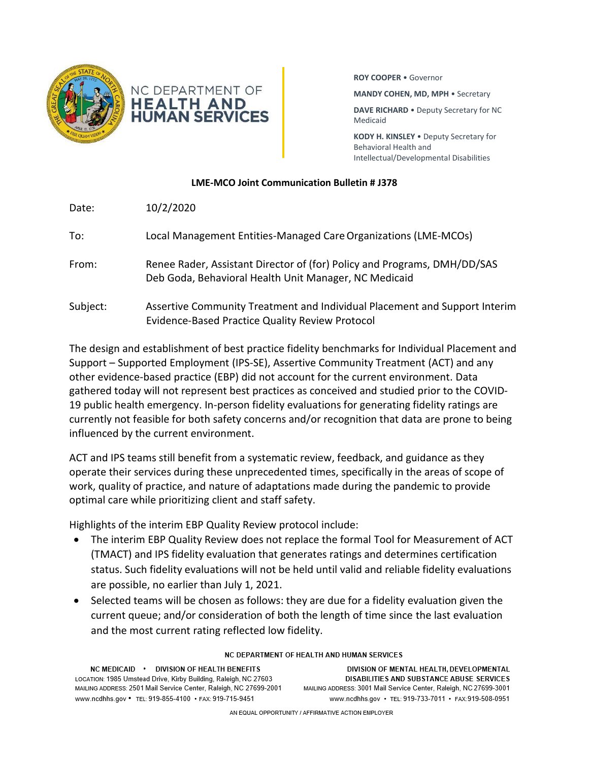NC DEPARTMENT OF **HEALTH AND HUMAN SERVICES**

**ROY COOPER** • Governor

**MANDY COHEN, MD, MPH** • Secretary

**DAVE RICHARD** • Deputy Secretary for NC Medicaid

**KODY H. KINSLEY** • Deputy Secretary for Behavioral Health and Intellectual/Developmental Disabilities

**LME-MCO Joint Communication Bulletin # J378**

Date: 10/2/2020

To: Local Management Entities-Managed Care Organizations (LME-MCOs)

From: Renee Rader, Assistant Director of (for) Policy and Programs, DMH/DD/SAS
Deb Goda, Behavioral Health Unit Manager, NC Medicaid

Subject: Assertive Community Treatment and Individual Placement and Support Interim Evidence-Based Practice Quality Review Protocol

The design and establishment of best practice fidelity benchmarks for Individual Placement and Support – Supported Employment (IPS-SE), Assertive Community Treatment (ACT) and any other evidence-based practice (EBP) did not account for the current environment. Data gathered today will not represent best practices as conceived and studied prior to the COVID-19 public health emergency. In-person fidelity evaluations for generating fidelity ratings are currently not feasible for both safety concerns and/or recognition that data are prone to being influenced by the current environment.

ACT and IPS teams still benefit from a systematic review, feedback, and guidance as they operate their services during these unprecedented times, specifically in the areas of scope of work, quality of practice, and nature of adaptations made during the pandemic to provide optimal care while prioritizing client and staff safety.

Highlights of the interim EBP Quality Review protocol include:

- The interim EBP Quality Review does not replace the formal Tool for Measurement of ACT (TMACT) and IPS fidelity evaluation that generates ratings and determines certification status. Such fidelity evaluations will not be held until valid and reliable fidelity evaluations are possible, no earlier than July 1, 2021.
- Selected teams will be chosen as follows: they are due for a fidelity evaluation given the current queue; and/or consideration of both the length of time since the last evaluation and the most current rating reflected low fidelity.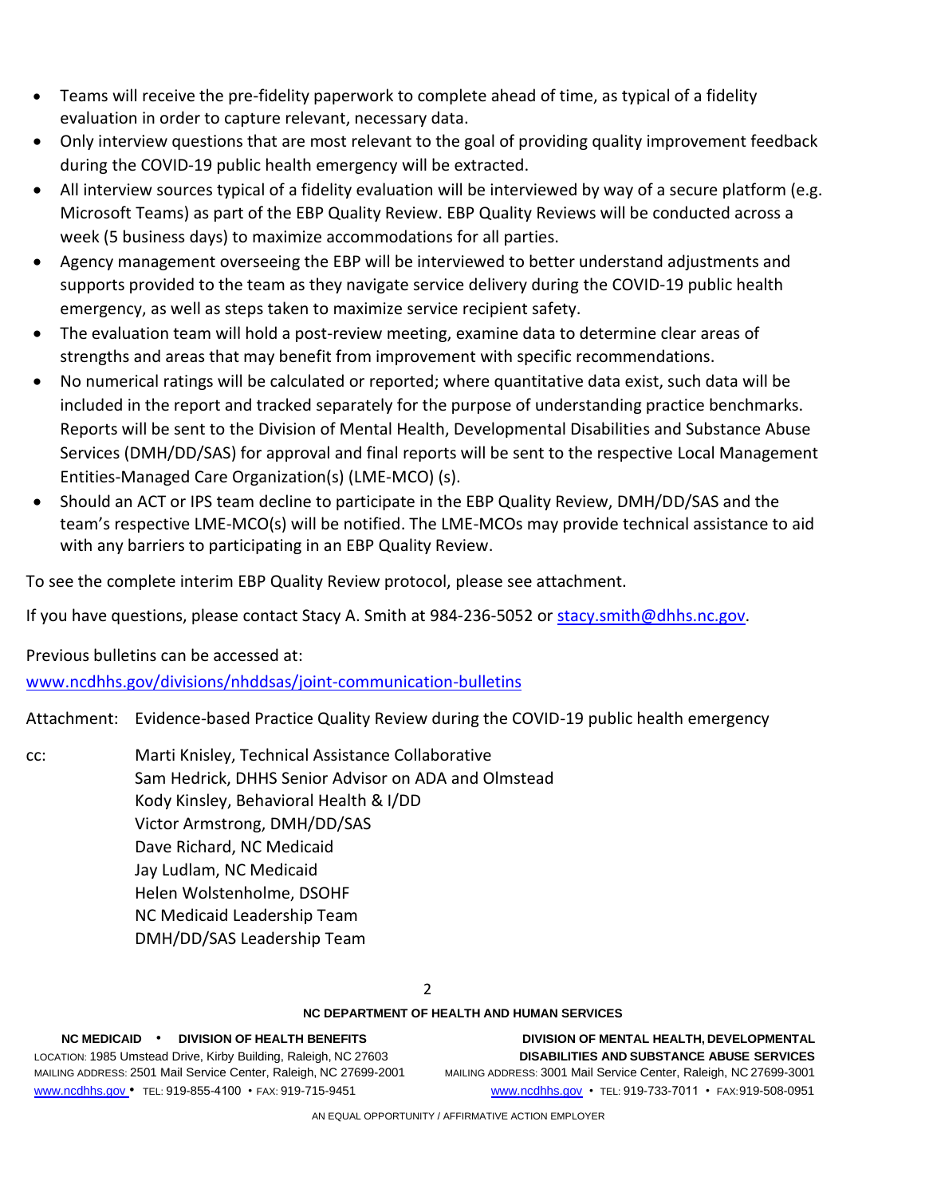- Teams will receive the pre-fidelity paperwork to complete ahead of time, as typical of a fidelity evaluation in order to capture relevant, necessary data.
- Only interview questions that are most relevant to the goal of providing quality improvement feedback during the COVID-19 public health emergency will be extracted.
- All interview sources typical of a fidelity evaluation will be interviewed by way of a secure platform (e.g. Microsoft Teams) as part of the EBP Quality Review. EBP Quality Reviews will be conducted across a week (5 business days) to maximize accommodations for all parties.
- Agency management overseeing the EBP will be interviewed to better understand adjustments and supports provided to the team as they navigate service delivery during the COVID-19 public health emergency, as well as steps taken to maximize service recipient safety.
- The evaluation team will hold a post-review meeting, examine data to determine clear areas of strengths and areas that may benefit from improvement with specific recommendations.
- No numerical ratings will be calculated or reported; where quantitative data exist, such data will be included in the report and tracked separately for the purpose of understanding practice benchmarks. Reports will be sent to the Division of Mental Health, Developmental Disabilities and Substance Abuse Services (DMH/DD/SAS) for approval and final reports will be sent to the respective Local Management Entities-Managed Care Organization(s) (LME-MCO) (s).
- Should an ACT or IPS team decline to participate in the EBP Quality Review, DMH/DD/SAS and the team's respective LME-MCO(s) will be notified. The LME-MCOs may provide technical assistance to aid with any barriers to participating in an EBP Quality Review.

To see the complete interim EBP Quality Review protocol, please see attachment.

If you have questions, please contact Stacy A. Smith at 984-236-5052 or stacy.smith@dhhs.nc.gov.

Previous bulletins can be accessed at:
www.ncdhhs.gov/divisions/nhddsas/joint-communication-bulletins

Attachment: Evidence-based Practice Quality Review during the COVID-19 public health emergency

cc: Marti Knisley, Technical Assistance Collaborative
Sam Hedrick, DHHS Senior Advisor on ADA and Olmstead
Kody Kinsley, Behavioral Health & I/DD
Victor Armstrong, DMH/DD/SAS
Dave Richard, NC Medicaid
Jay Ludlam, NC Medicaid
Helen Wolstenholme, DSOHF
NC Medicaid Leadership Team
DMH/DD/SAS Leadership Team